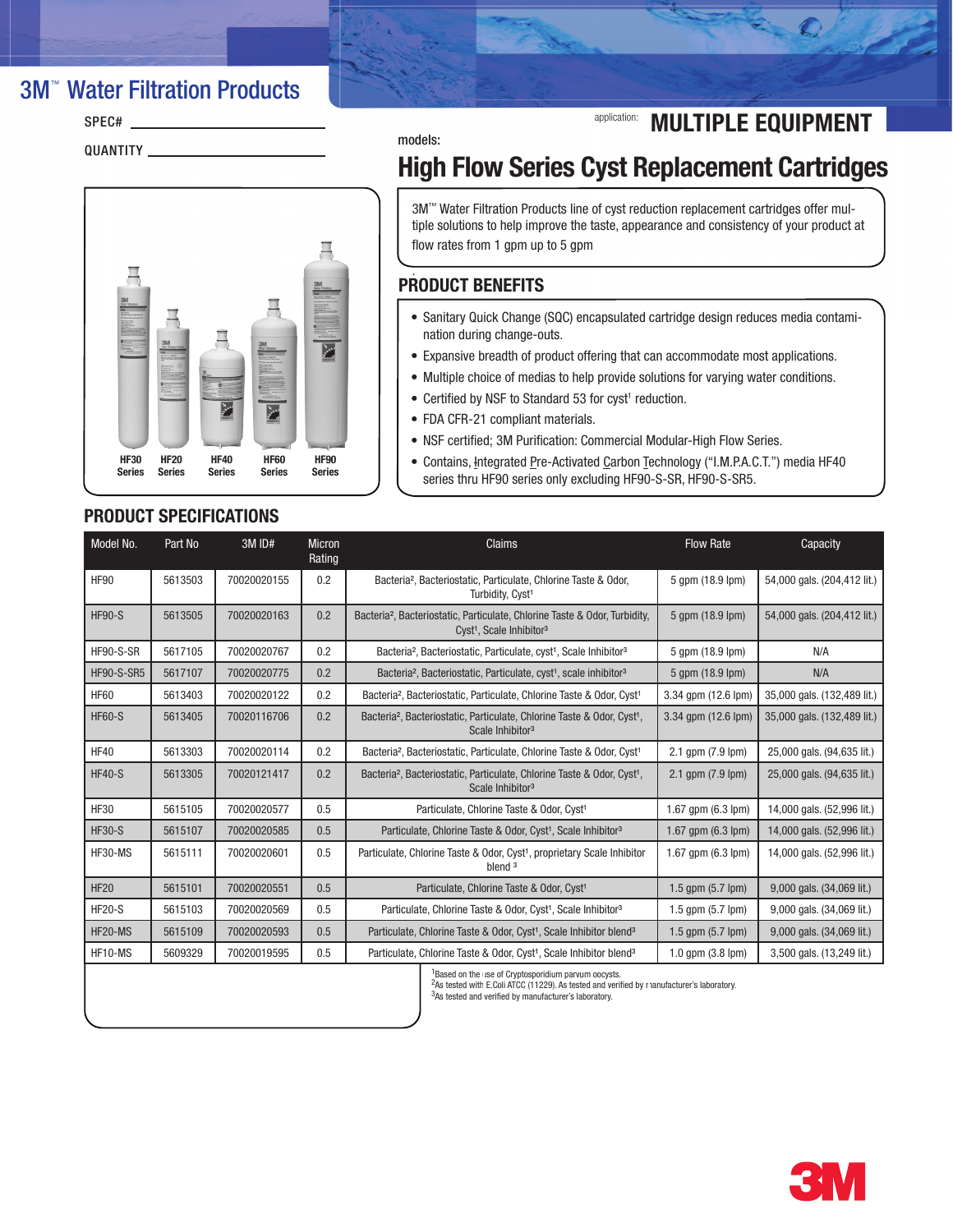# 3M™ Water Filtration Products

SPEC# ______________________

QUANTITY ______________________

application: **MULTIPLE EQUIPMENT**

models:

# High Flow Series Cyst Replacement Cartridges

3M™ Water Filtration Products line of cyst reduction replacement cartridges offer multiple solutions to help improve the taste, appearance and consistency of your product at flow rates from 1 gpm up to 5 gpm

HF30 Series | HF20 Series | HF40 Series | HF60 Series | HF90 Series

## PRODUCT BENEFITS

- Sanitary Quick Change (SQC) encapsulated cartridge design reduces media contamination during change-outs.
- Expansive breadth of product offering that can accommodate most applications.
- Multiple choice of medias to help provide solutions for varying water conditions.
- Certified by NSF to Standard 53 for cyst[1] reduction.
- FDA CFR-21 compliant materials.
- NSF certified; 3M Purification: Commercial Modular-High Flow Series.
- Contains, Integrated Pre-Activated Carbon Technology ("I.M.P.A.C.T.") media HF40 series thru HF90 series only excluding HF90-S-SR, HF90-S-SR5.

## PRODUCT SPECIFICATIONS

| Model No. | Part No | 3M ID# | Micron Rating | Claims | Flow Rate | Capacity |
|---|---|---|---|---|---|---|
| HF90 | 5613503 | 70020020155 | 0.2 | Bacteria[2], Bacteriostatic, Particulate, Chlorine Taste & Odor, Turbidity, Cyst[1] | 5 gpm (18.9 lpm) | 54,000 gals. (204,412 lit.) |
| HF90-S | 5613505 | 70020020163 | 0.2 | Bacteria[2], Bacteriostatic, Particulate, Chlorine Taste & Odor, Turbidity, Cyst[1], Scale Inhibitor[3] | 5 gpm (18.9 lpm) | 54,000 gals. (204,412 lit.) |
| HF90-S-SR | 5617105 | 70020020767 | 0.2 | Bacteria[2], Bacteriostatic, Particulate, cyst[1], Scale Inhibitor[3] | 5 gpm (18.9 lpm) | N/A |
| HF90-S-SR5 | 5617107 | 70020020775 | 0.2 | Bacteria[2], Bacteriostatic, Particulate, cyst[1], scale inhibitor[3] | 5 gpm (18.9 lpm) | N/A |
| HF60 | 5613403 | 70020020122 | 0.2 | Bacteria[2], Bacteriostatic, Particulate, Chlorine Taste & Odor, Cyst[1] | 3.34 gpm (12.6 lpm) | 35,000 gals. (132,489 lit.) |
| HF60-S | 5613405 | 70020116706 | 0.2 | Bacteria[2], Bacteriostatic, Particulate, Chlorine Taste & Odor, Cyst[1], Scale Inhibitor[3] | 3.34 gpm (12.6 lpm) | 35,000 gals. (132,489 lit.) |
| HF40 | 5613303 | 70020020114 | 0.2 | Bacteria[2], Bacteriostatic, Particulate, Chlorine Taste & Odor, Cyst[1] | 2.1 gpm (7.9 lpm) | 25,000 gals. (94,635 lit.) |
| HF40-S | 5613305 | 70020121417 | 0.2 | Bacteria[2], Bacteriostatic, Particulate, Chlorine Taste & Odor, Cyst[1], Scale Inhibitor[3] | 2.1 gpm (7.9 lpm) | 25,000 gals. (94,635 lit.) |
| HF30 | 5615105 | 70020020577 | 0.5 | Particulate, Chlorine Taste & Odor, Cyst[1] | 1.67 gpm (6.3 lpm) | 14,000 gals. (52,996 lit.) |
| HF30-S | 5615107 | 70020020585 | 0.5 | Particulate, Chlorine Taste & Odor, Cyst[1], Scale Inhibitor[3] | 1.67 gpm (6.3 lpm) | 14,000 gals. (52,996 lit.) |
| HF30-MS | 5615111 | 70020020601 | 0.5 | Particulate, Chlorine Taste & Odor, Cyst[1], proprietary Scale Inhibitor blend [3] | 1.67 gpm (6.3 lpm) | 14,000 gals. (52,996 lit.) |
| HF20 | 5615101 | 70020020551 | 0.5 | Particulate, Chlorine Taste & Odor, Cyst[1] | 1.5 gpm (5.7 lpm) | 9,000 gals. (34,069 lit.) |
| HF20-S | 5615103 | 70020020569 | 0.5 | Particulate, Chlorine Taste & Odor, Cyst[1], Scale Inhibitor[3] | 1.5 gpm (5.7 lpm) | 9,000 gals. (34,069 lit.) |
| HF20-MS | 5615109 | 70020020593 | 0.5 | Particulate, Chlorine Taste & Odor, Cyst[1], Scale Inhibitor blend[3] | 1.5 gpm (5.7 lpm) | 9,000 gals. (34,069 lit.) |
| HF10-MS | 5609329 | 70020019595 | 0.5 | Particulate, Chlorine Taste & Odor, Cyst[1], Scale Inhibitor blend[3] | 1.0 gpm (3.8 lpm) | 3,500 gals. (13,249 lit.) |

[1]Based on the use of Cryptosporidium parvum oocysts.
[2]As tested with E.Coli ATCC (11229). As tested and verified by manufacturer's laboratory.
[3]As tested and verified by manufacturer's laboratory.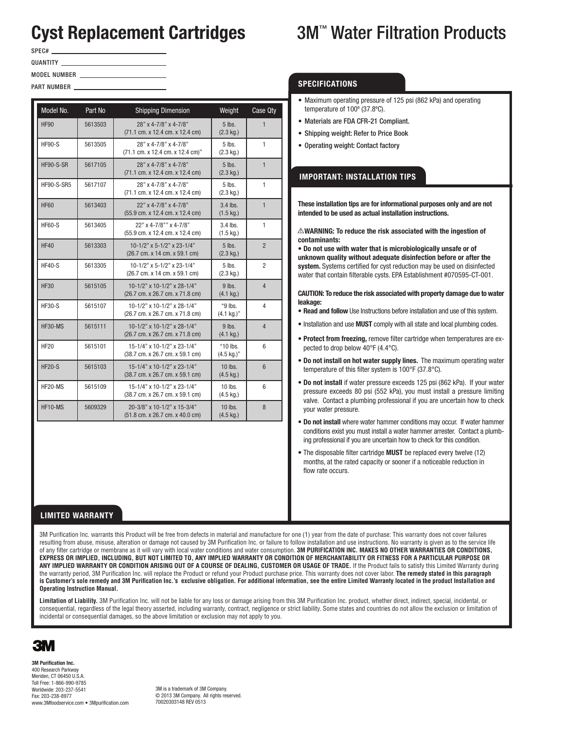# Cyst Replacement Cartridges

# 3M™ Water Filtration Products

SPEC# \_\_\_\_\_\_\_\_\_\_\_\_\_\_\_\_\_\_\_\_

QUANTITY \_\_\_\_\_\_\_\_\_\_\_\_\_\_\_\_\_\_\_\_

MODEL NUMBER \_\_\_\_\_\_\_\_\_\_\_\_\_\_\_\_\_\_\_\_

PART NUMBER \_\_\_\_\_\_\_\_\_\_\_\_\_\_\_\_\_\_\_\_

| Model No. | Part No | Shipping Dimension | Weight | Case Qty |
|---|---|---|---|---|
| HF90 | 5613503 | 28" x 4-7/8" x 4-7/8" (71.1 cm. x 12.4 cm. x 12.4 cm) | 5 lbs. (2.3 kg.) | 1 |
| HF90-S | 5613505 | 28" x 4-7/8" x 4-7/8" (71.1 cm. x 12.4 cm. x 12.4 cm)" | 5 lbs. (2.3 kg.) | 1 |
| HF90-S-SR | 5617105 | 28" x 4-7/8" x 4-7/8" (71.1 cm. x 12.4 cm. x 12.4 cm) | 5 lbs. (2.3 kg.) | 1 |
| HF90-S-SR5 | 5617107 | 28" x 4-7/8" x 4-7/8" (71.1 cm. x 12.4 cm. x 12.4 cm) | 5 lbs. (2.3 kg.) | 1 |
| HF60 | 5613403 | 22" x 4-7/8" x 4-7/8" (55.9 cm. x 12.4 cm. x 12.4 cm) | 3.4 lbs. (1.5 kg.) | 1 |
| HF60-S | 5613405 | 22" x 4-7/8"" x 4-7/8" (55.9 cm. x 12.4 cm. x 12.4 cm) | 3.4 lbs. (1.5 kg.) | 1 |
| HF40 | 5613303 | 10-1/2" x 5-1/2" x 23-1/4" (26.7 cm. x 14 cm. x 59.1 cm) | 5 lbs. (2.3 kg.) | 2 |
| HF40-S | 5613305 | 10-1/2" x 5-1/2" x 23-1/4" (26.7 cm. x 14 cm. x 59.1 cm) | 5 lbs. (2.3 kg.) | 2 |
| HF30 | 5615105 | 10-1/2" x 10-1/2" x 28-1/4" (26.7 cm. x 26.7 cm. x 71.8 cm) | 9 lbs. (4.1 kg.) | 4 |
| HF30-S | 5615107 | 10-1/2" x 10-1/2" x 28-1/4" (26.7 cm. x 26.7 cm. x 71.8 cm) | "9 lbs. (4.1 kg.)" | 4 |
| HF30-MS | 5615111 | 10-1/2" x 10-1/2" x 28-1/4" (26.7 cm. x 26.7 cm. x 71.8 cm) | 9 lbs. (4.1 kg.) | 4 |
| HF20 | 5615101 | 15-1/4" x 10-1/2" x 23-1/4" (38.7 cm. x 26.7 cm. x 59.1 cm) | "10 lbs. (4.5 kg.)" | 6 |
| HF20-S | 5615103 | 15-1/4" x 10-1/2" x 23-1/4" (38.7 cm. x 26.7 cm. x 59.1 cm) | 10 lbs. (4.5 kg.) | 6 |
| HF20-MS | 5615109 | 15-1/4" x 10-1/2" x 23-1/4" (38.7 cm. x 26.7 cm. x 59.1 cm) | 10 lbs. (4.5 kg.) | 6 |
| HF10-MS | 5609329 | 20-3/8" x 10-1/2" x 15-3/4" (51.8 cm. x 26.7 cm. x 40.0 cm) | 10 lbs. (4.5 kg.) | 8 |

## SPECIFICATIONS

- Maximum operating pressure of 125 psi (862 kPa) and operating temperature of 100º (37.8ºC).
- Materials are FDA CFR-21 Compliant.
- Shipping weight: Refer to Price Book
- Operating weight: Contact factory

## IMPORTANT: INSTALLATION TIPS

**These installation tips are for informational purposes only and are not intended to be used as actual installation instructions.**

⚠**WARNING: To reduce the risk associated with the ingestion of contaminants:**

- **Do not use with water that is microbiologically unsafe or of unknown quality without adequate disinfection before or after the system.** Systems certified for cyst reduction may be used on disinfected water that contain filterable cysts. EPA Establishment #070595-CT-001.

**CAUTION: To reduce the risk associated with property damage due to water leakage:**

- **Read and follow** Use Instructions before installation and use of this system.
- Installation and use **MUST** comply with all state and local plumbing codes.
- **Protect from freezing,** remove filter cartridge when temperatures are expected to drop below 40°F (4.4°C).
- **Do not install on hot water supply lines.** The maximum operating water temperature of this filter system is 100°F (37.8°C).
- **Do not install** if water pressure exceeds 125 psi (862 kPa). If your water pressure exceeds 80 psi (552 kPa), you must install a pressure limiting valve. Contact a plumbing professional if you are uncertain how to check your water pressure.
- **Do not install** where water hammer conditions may occur. If water hammer conditions exist you must install a water hammer arrester. Contact a plumbing professional if you are uncertain how to check for this condition.
- The disposable filter cartridge **MUST** be replaced every twelve (12) months, at the rated capacity or sooner if a noticeable reduction in flow rate occurs.

## LIMITED WARRANTY

3M Purification Inc. warrants this Product will be free from defects in material and manufacture for one (1) year from the date of purchase: This warranty does not cover failures resulting from abuse, misuse, alteration or damage not caused by 3M Purification Inc. or failure to follow installation and use instructions. No warranty is given as to the service life of any filter cartridge or membrane as it will vary with local water conditions and water consumption. **3M PURIFICATION INC. MAKES NO OTHER WARRANTIES OR CONDITIONS, EXPRESS OR IMPLIED, INCLUDING, BUT NOT LIMITED TO, ANY IMPLIED WARRANTY OR CONDITION OF MERCHANTABILITY OR FITNESS FOR A PARTICULAR PURPOSE OR ANY IMPLIED WARRANTY OR CONDITION ARISING OUT OF A COURSE OF DEALING, CUSTOMER OR USAGE OF TRADE.** If the Product fails to satisfy this Limited Warranty during the warranty period, 3M Purification Inc. will replace the Product or refund your Product purchase price. This warranty does not cover labor. **The remedy stated in this paragraph is Customer's sole remedy and 3M Purification Inc.'s exclusive obligation. For additional information, see the entire Limited Warranty located in the product Installation and Operating Instruction Manual.**

**Limitation of Liability.** 3M Purification Inc. will not be liable for any loss or damage arising from this 3M Purification Inc. product, whether direct, indirect, special, incidental, or consequential, regardless of the legal theory asserted, including warranty, contract, negligence or strict liability. Some states and countries do not allow the exclusion or limitation of incidental or consequential damages, so the above limitation or exclusion may not apply to you.

3M

**3M Purification Inc.**
400 Research Parkway
Meriden, CT 06450 U.S.A.
Toll Free: 1-866-990-9785
Worldwide: 203-237-5541
Fax: 203-238-8977
www.3Mfoodservice.com • 3Mpurification.com

3M is a trademark of 3M Company.
© 2013 3M Company. All rights reserved.
70020303148 REV 0513